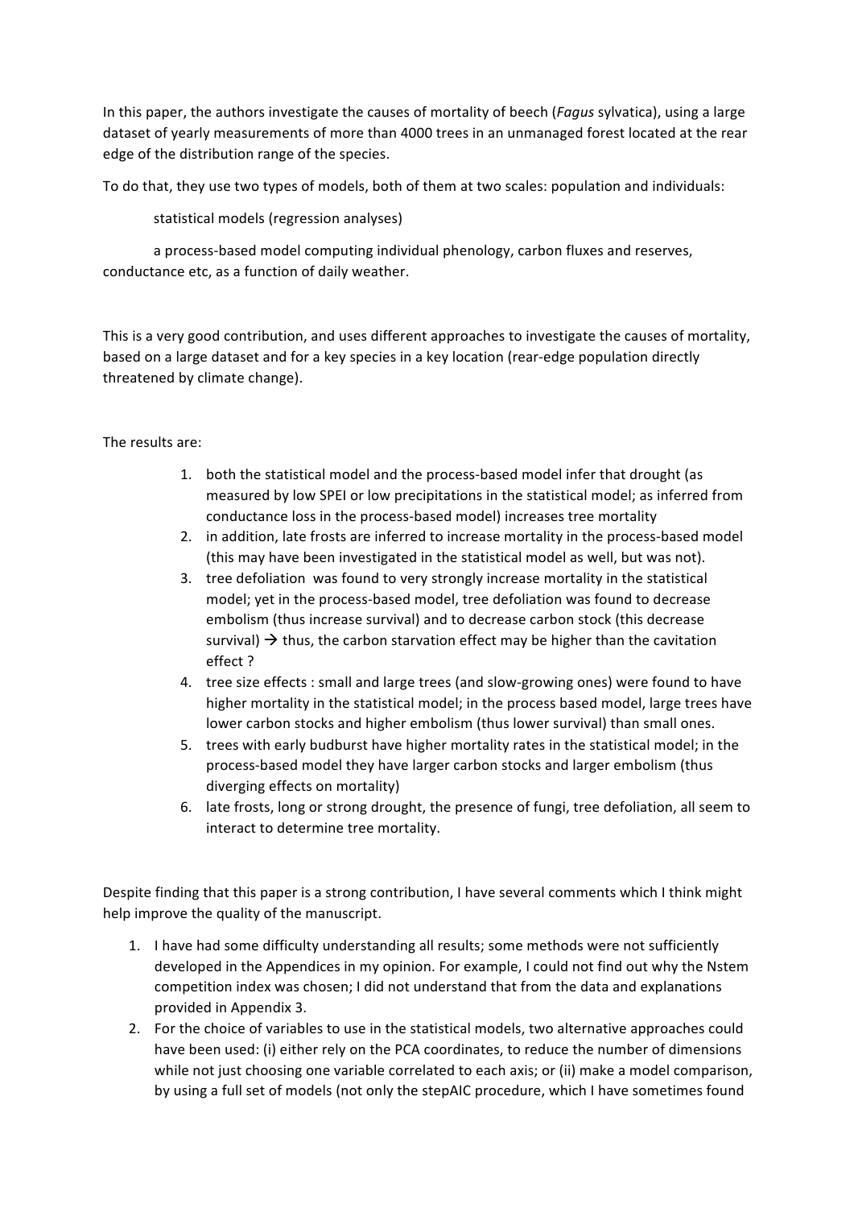In this paper, the authors investigate the causes of mortality of beech (*Fagus* sylvatica), using a large dataset of yearly measurements of more than 4000 trees in an unmanaged forest located at the rear edge of the distribution range of the species.

To do that, they use two types of models, both of them at two scales: population and individuals:

statistical models (regression analyses)

a process-based model computing individual phenology, carbon fluxes and reserves, conductance etc, as a function of daily weather.

This is a very good contribution, and uses different approaches to investigate the causes of mortality, based on a large dataset and for a key species in a key location (rear-edge population directly threatened by climate change).

The results are:

1. both the statistical model and the process-based model infer that drought (as measured by low SPEI or low precipitations in the statistical model; as inferred from conductance loss in the process-based model) increases tree mortality
2. in addition, late frosts are inferred to increase mortality in the process-based model (this may have been investigated in the statistical model as well, but was not).
3. tree defoliation was found to very strongly increase mortality in the statistical model; yet in the process-based model, tree defoliation was found to decrease embolism (thus increase survival) and to decrease carbon stock (this decrease survival) → thus, the carbon starvation effect may be higher than the cavitation effect ?
4. tree size effects : small and large trees (and slow-growing ones) were found to have higher mortality in the statistical model; in the process based model, large trees have lower carbon stocks and higher embolism (thus lower survival) than small ones.
5. trees with early budburst have higher mortality rates in the statistical model; in the process-based model they have larger carbon stocks and larger embolism (thus diverging effects on mortality)
6. late frosts, long or strong drought, the presence of fungi, tree defoliation, all seem to interact to determine tree mortality.

Despite finding that this paper is a strong contribution, I have several comments which I think might help improve the quality of the manuscript.

1. I have had some difficulty understanding all results; some methods were not sufficiently developed in the Appendices in my opinion. For example, I could not find out why the Nstem competition index was chosen; I did not understand that from the data and explanations provided in Appendix 3.
2. For the choice of variables to use in the statistical models, two alternative approaches could have been used: (i) either rely on the PCA coordinates, to reduce the number of dimensions while not just choosing one variable correlated to each axis; or (ii) make a model comparison, by using a full set of models (not only the stepAIC procedure, which I have sometimes found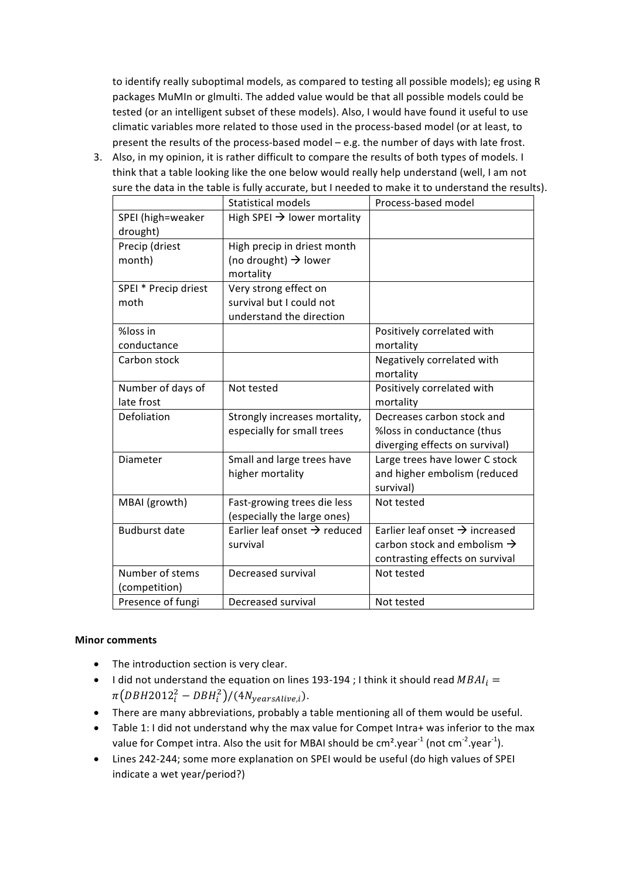to identify really suboptimal models, as compared to testing all possible models); eg using R packages MuMIn or glmulti. The added value would be that all possible models could be tested (or an intelligent subset of these models). Also, I would have found it useful to use climatic variables more related to those used in the process-based model (or at least, to present the results of the process-based model – e.g. the number of days with late frost.

3. Also, in my opinion, it is rather difficult to compare the results of both types of models. I think that a table looking like the one below would really help understand (well, I am not sure the data in the table is fully accurate, but I needed to make it to understand the results).

| | Statistical models | Process-based model |
|---|---|---|
| SPEI (high=weaker drought) | High SPEI → lower mortality | |
| Precip (driest month) | High precip in driest month (no drought) → lower mortality | |
| SPEI * Precip driest moth | Very strong effect on survival but I could not understand the direction | |
| %loss in conductance | | Positively correlated with mortality |
| Carbon stock | | Negatively correlated with mortality |
| Number of days of late frost | Not tested | Positively correlated with mortality |
| Defoliation | Strongly increases mortality, especially for small trees | Decreases carbon stock and %loss in conductance (thus diverging effects on survival) |
| Diameter | Small and large trees have higher mortality | Large trees have lower C stock and higher embolism (reduced survival) |
| MBAI (growth) | Fast-growing trees die less (especially the large ones) | Not tested |
| Budburst date | Earlier leaf onset → reduced survival | Earlier leaf onset → increased carbon stock and embolism → contrasting effects on survival |
| Number of stems (competition) | Decreased survival | Not tested |
| Presence of fungi | Decreased survival | Not tested |

**Minor comments**

- The introduction section is very clear.
- I did not understand the equation on lines 193-194 ; I think it should read $MBAI_i = \pi\left(DBH2012_i^2 - DBH_i^2\right)/(4N_{yearsAlive,i})$.
- There are many abbreviations, probably a table mentioning all of them would be useful.
- Table 1: I did not understand why the max value for Compet Intra+ was inferior to the max value for Compet intra. Also the usit for MBAI should be $cm^2.year^{-1}$ (not $cm^{-2}.year^{-1}$).
- Lines 242-244; some more explanation on SPEI would be useful (do high values of SPEI indicate a wet year/period?)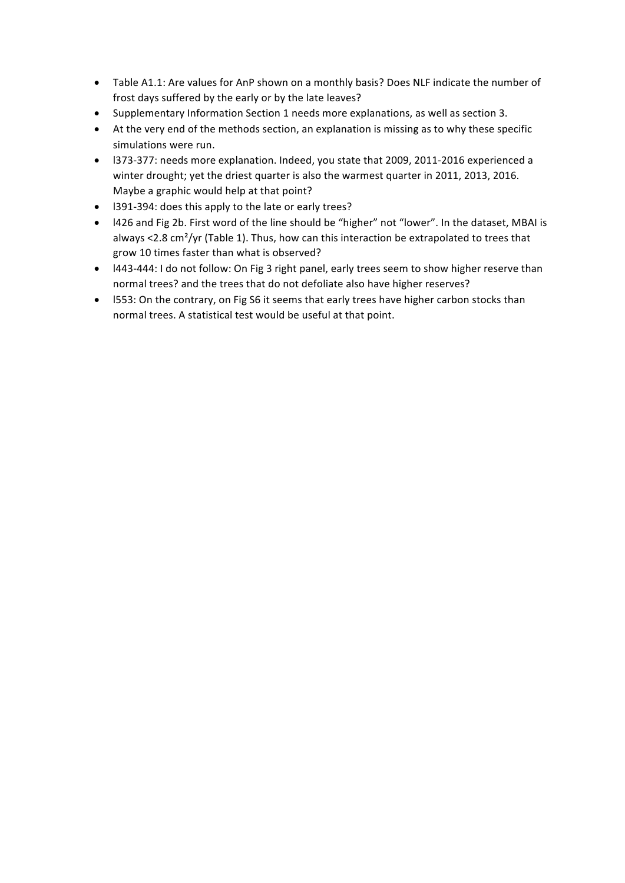- Table A1.1: Are values for AnP shown on a monthly basis? Does NLF indicate the number of frost days suffered by the early or by the late leaves?
- Supplementary Information Section 1 needs more explanations, as well as section 3.
- At the very end of the methods section, an explanation is missing as to why these specific simulations were run.
- l373-377: needs more explanation. Indeed, you state that 2009, 2011-2016 experienced a winter drought; yet the driest quarter is also the warmest quarter in 2011, 2013, 2016. Maybe a graphic would help at that point?
- l391-394: does this apply to the late or early trees?
- l426 and Fig 2b. First word of the line should be "higher" not "lower". In the dataset, MBAI is always <2.8 cm²/yr (Table 1). Thus, how can this interaction be extrapolated to trees that grow 10 times faster than what is observed?
- l443-444: I do not follow: On Fig 3 right panel, early trees seem to show higher reserve than normal trees? and the trees that do not defoliate also have higher reserves?
- l553: On the contrary, on Fig S6 it seems that early trees have higher carbon stocks than normal trees. A statistical test would be useful at that point.